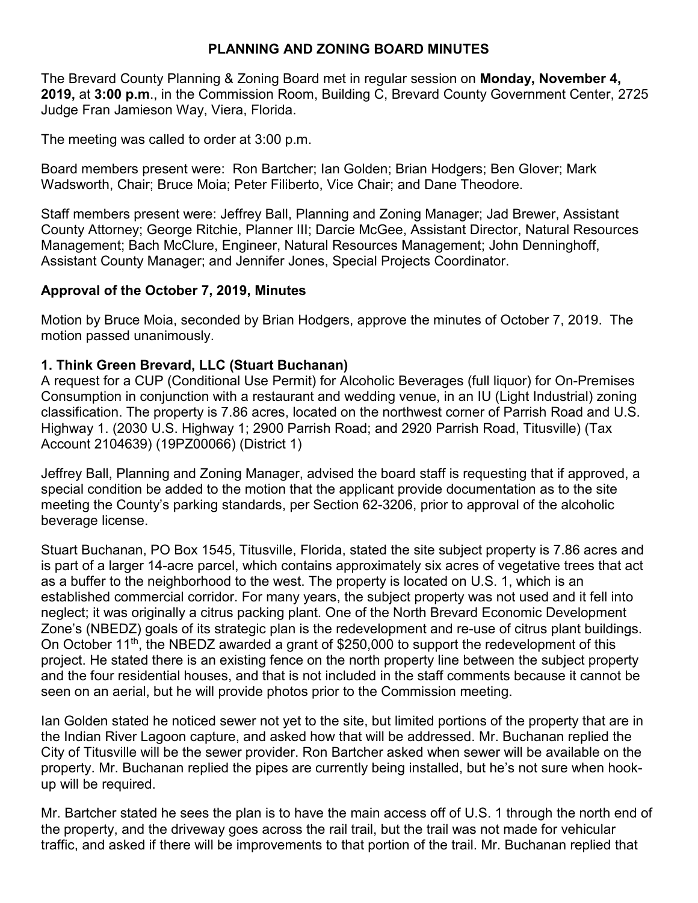# PLANNING AND ZONING BOARD MINUTES

The Brevard County Planning & Zoning Board met in regular session on **Monday, November 4, 2019,** at **3:00 p.m**., in the Commission Room, Building C, Brevard County Government Center, 2725 Judge Fran Jamieson Way, Viera, Florida.

The meeting was called to order at 3:00 p.m.

Board members present were: Ron Bartcher; Ian Golden; Brian Hodgers; Ben Glover; Mark Wadsworth, Chair; Bruce Moia; Peter Filiberto, Vice Chair; and Dane Theodore.

Staff members present were: Jeffrey Ball, Planning and Zoning Manager; Jad Brewer, Assistant County Attorney; George Ritchie, Planner III; Darcie McGee, Assistant Director, Natural Resources Management; Bach McClure, Engineer, Natural Resources Management; John Denninghoff, Assistant County Manager; and Jennifer Jones, Special Projects Coordinator.

## Approval of the October 7, 2019, Minutes

Motion by Bruce Moia, seconded by Brian Hodgers, approve the minutes of October 7, 2019. The motion passed unanimously.

## 1. Think Green Brevard, LLC (Stuart Buchanan)

A request for a CUP (Conditional Use Permit) for Alcoholic Beverages (full liquor) for On-Premises Consumption in conjunction with a restaurant and wedding venue, in an IU (Light Industrial) zoning classification. The property is 7.86 acres, located on the northwest corner of Parrish Road and U.S. Highway 1. (2030 U.S. Highway 1; 2900 Parrish Road; and 2920 Parrish Road, Titusville) (Tax Account 2104639) (19PZ00066) (District 1)

Jeffrey Ball, Planning and Zoning Manager, advised the board staff is requesting that if approved, a special condition be added to the motion that the applicant provide documentation as to the site meeting the County's parking standards, per Section 62-3206, prior to approval of the alcoholic beverage license.

Stuart Buchanan, PO Box 1545, Titusville, Florida, stated the site subject property is 7.86 acres and is part of a larger 14-acre parcel, which contains approximately six acres of vegetative trees that act as a buffer to the neighborhood to the west. The property is located on U.S. 1, which is an established commercial corridor. For many years, the subject property was not used and it fell into neglect; it was originally a citrus packing plant. One of the North Brevard Economic Development Zone's (NBEDZ) goals of its strategic plan is the redevelopment and re-use of citrus plant buildings. On October 11th, the NBEDZ awarded a grant of $250,000 to support the redevelopment of this project. He stated there is an existing fence on the north property line between the subject property and the four residential houses, and that is not included in the staff comments because it cannot be seen on an aerial, but he will provide photos prior to the Commission meeting.

Ian Golden stated he noticed sewer not yet to the site, but limited portions of the property that are in the Indian River Lagoon capture, and asked how that will be addressed. Mr. Buchanan replied the City of Titusville will be the sewer provider. Ron Bartcher asked when sewer will be available on the property. Mr. Buchanan replied the pipes are currently being installed, but he's not sure when hook-up will be required.

Mr. Bartcher stated he sees the plan is to have the main access off of U.S. 1 through the north end of the property, and the driveway goes across the rail trail, but the trail was not made for vehicular traffic, and asked if there will be improvements to that portion of the trail. Mr. Buchanan replied that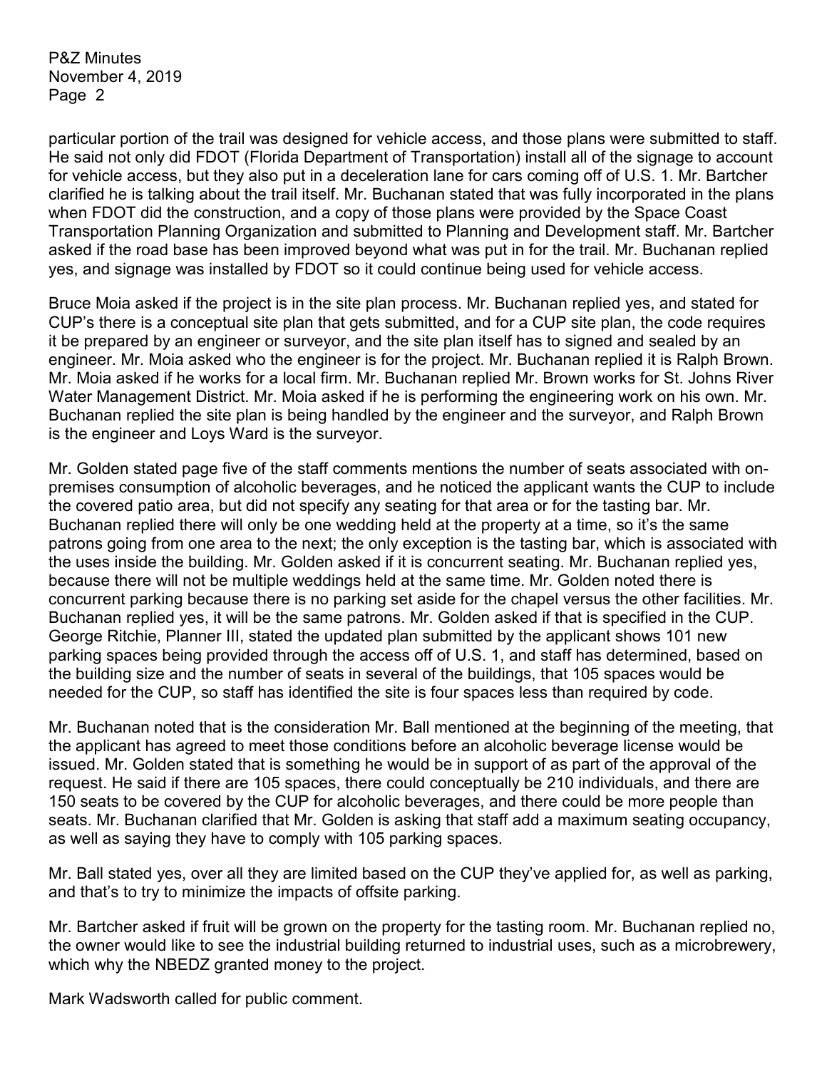particular portion of the trail was designed for vehicle access, and those plans were submitted to staff. He said not only did FDOT (Florida Department of Transportation) install all of the signage to account for vehicle access, but they also put in a deceleration lane for cars coming off of U.S. 1. Mr. Bartcher clarified he is talking about the trail itself. Mr. Buchanan stated that was fully incorporated in the plans when FDOT did the construction, and a copy of those plans were provided by the Space Coast Transportation Planning Organization and submitted to Planning and Development staff. Mr. Bartcher asked if the road base has been improved beyond what was put in for the trail. Mr. Buchanan replied yes, and signage was installed by FDOT so it could continue being used for vehicle access.

Bruce Moia asked if the project is in the site plan process. Mr. Buchanan replied yes, and stated for CUP's there is a conceptual site plan that gets submitted, and for a CUP site plan, the code requires it be prepared by an engineer or surveyor, and the site plan itself has to signed and sealed by an engineer. Mr. Moia asked who the engineer is for the project. Mr. Buchanan replied it is Ralph Brown. Mr. Moia asked if he works for a local firm. Mr. Buchanan replied Mr. Brown works for St. Johns River Water Management District. Mr. Moia asked if he is performing the engineering work on his own. Mr. Buchanan replied the site plan is being handled by the engineer and the surveyor, and Ralph Brown is the engineer and Loys Ward is the surveyor.

Mr. Golden stated page five of the staff comments mentions the number of seats associated with on-premises consumption of alcoholic beverages, and he noticed the applicant wants the CUP to include the covered patio area, but did not specify any seating for that area or for the tasting bar. Mr. Buchanan replied there will only be one wedding held at the property at a time, so it's the same patrons going from one area to the next; the only exception is the tasting bar, which is associated with the uses inside the building. Mr. Golden asked if it is concurrent seating. Mr. Buchanan replied yes, because there will not be multiple weddings held at the same time. Mr. Golden noted there is concurrent parking because there is no parking set aside for the chapel versus the other facilities. Mr. Buchanan replied yes, it will be the same patrons. Mr. Golden asked if that is specified in the CUP. George Ritchie, Planner III, stated the updated plan submitted by the applicant shows 101 new parking spaces being provided through the access off of U.S. 1, and staff has determined, based on the building size and the number of seats in several of the buildings, that 105 spaces would be needed for the CUP, so staff has identified the site is four spaces less than required by code.

Mr. Buchanan noted that is the consideration Mr. Ball mentioned at the beginning of the meeting, that the applicant has agreed to meet those conditions before an alcoholic beverage license would be issued. Mr. Golden stated that is something he would be in support of as part of the approval of the request. He said if there are 105 spaces, there could conceptually be 210 individuals, and there are 150 seats to be covered by the CUP for alcoholic beverages, and there could be more people than seats. Mr. Buchanan clarified that Mr. Golden is asking that staff add a maximum seating occupancy, as well as saying they have to comply with 105 parking spaces.

Mr. Ball stated yes, over all they are limited based on the CUP they've applied for, as well as parking, and that's to try to minimize the impacts of offsite parking.

Mr. Bartcher asked if fruit will be grown on the property for the tasting room. Mr. Buchanan replied no, the owner would like to see the industrial building returned to industrial uses, such as a microbrewery, which why the NBEDZ granted money to the project.

Mark Wadsworth called for public comment.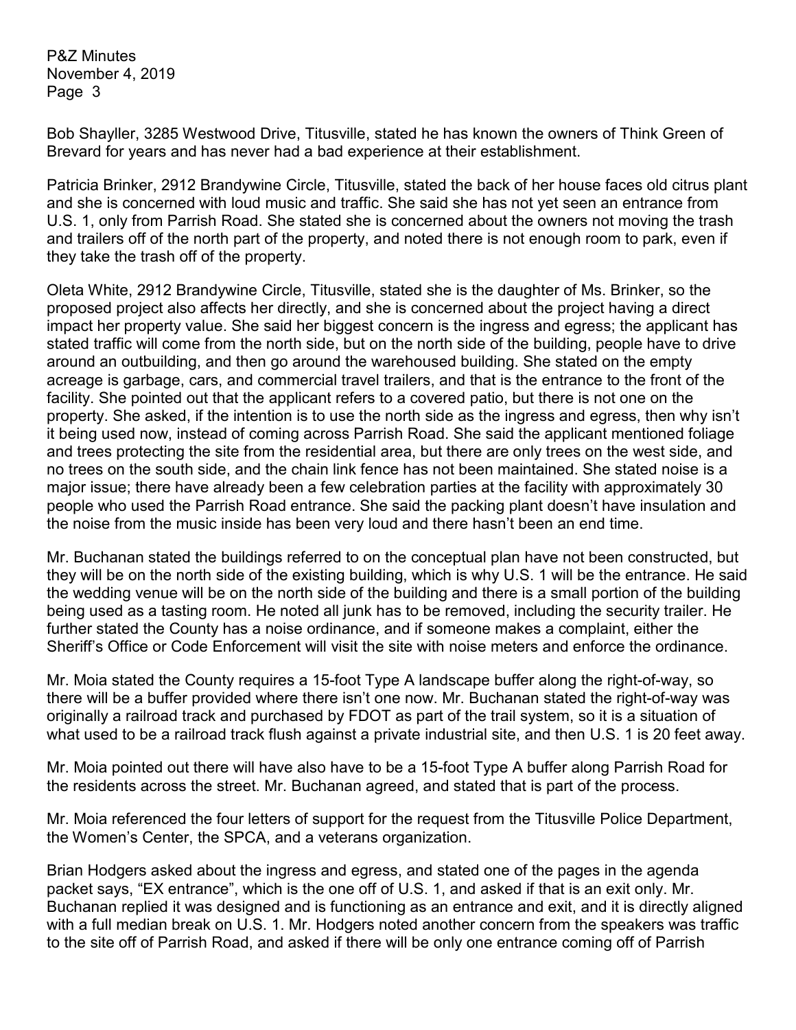Bob Shayller, 3285 Westwood Drive, Titusville, stated he has known the owners of Think Green of Brevard for years and has never had a bad experience at their establishment.

Patricia Brinker, 2912 Brandywine Circle, Titusville, stated the back of her house faces old citrus plant and she is concerned with loud music and traffic. She said she has not yet seen an entrance from U.S. 1, only from Parrish Road. She stated she is concerned about the owners not moving the trash and trailers off of the north part of the property, and noted there is not enough room to park, even if they take the trash off of the property.

Oleta White, 2912 Brandywine Circle, Titusville, stated she is the daughter of Ms. Brinker, so the proposed project also affects her directly, and she is concerned about the project having a direct impact her property value. She said her biggest concern is the ingress and egress; the applicant has stated traffic will come from the north side, but on the north side of the building, people have to drive around an outbuilding, and then go around the warehoused building. She stated on the empty acreage is garbage, cars, and commercial travel trailers, and that is the entrance to the front of the facility. She pointed out that the applicant refers to a covered patio, but there is not one on the property. She asked, if the intention is to use the north side as the ingress and egress, then why isn't it being used now, instead of coming across Parrish Road. She said the applicant mentioned foliage and trees protecting the site from the residential area, but there are only trees on the west side, and no trees on the south side, and the chain link fence has not been maintained. She stated noise is a major issue; there have already been a few celebration parties at the facility with approximately 30 people who used the Parrish Road entrance. She said the packing plant doesn't have insulation and the noise from the music inside has been very loud and there hasn't been an end time.

Mr. Buchanan stated the buildings referred to on the conceptual plan have not been constructed, but they will be on the north side of the existing building, which is why U.S. 1 will be the entrance. He said the wedding venue will be on the north side of the building and there is a small portion of the building being used as a tasting room. He noted all junk has to be removed, including the security trailer. He further stated the County has a noise ordinance, and if someone makes a complaint, either the Sheriff's Office or Code Enforcement will visit the site with noise meters and enforce the ordinance.

Mr. Moia stated the County requires a 15-foot Type A landscape buffer along the right-of-way, so there will be a buffer provided where there isn't one now. Mr. Buchanan stated the right-of-way was originally a railroad track and purchased by FDOT as part of the trail system, so it is a situation of what used to be a railroad track flush against a private industrial site, and then U.S. 1 is 20 feet away.

Mr. Moia pointed out there will have also have to be a 15-foot Type A buffer along Parrish Road for the residents across the street. Mr. Buchanan agreed, and stated that is part of the process.

Mr. Moia referenced the four letters of support for the request from the Titusville Police Department, the Women's Center, the SPCA, and a veterans organization.

Brian Hodgers asked about the ingress and egress, and stated one of the pages in the agenda packet says, "EX entrance", which is the one off of U.S. 1, and asked if that is an exit only. Mr. Buchanan replied it was designed and is functioning as an entrance and exit, and it is directly aligned with a full median break on U.S. 1. Mr. Hodgers noted another concern from the speakers was traffic to the site off of Parrish Road, and asked if there will be only one entrance coming off of Parrish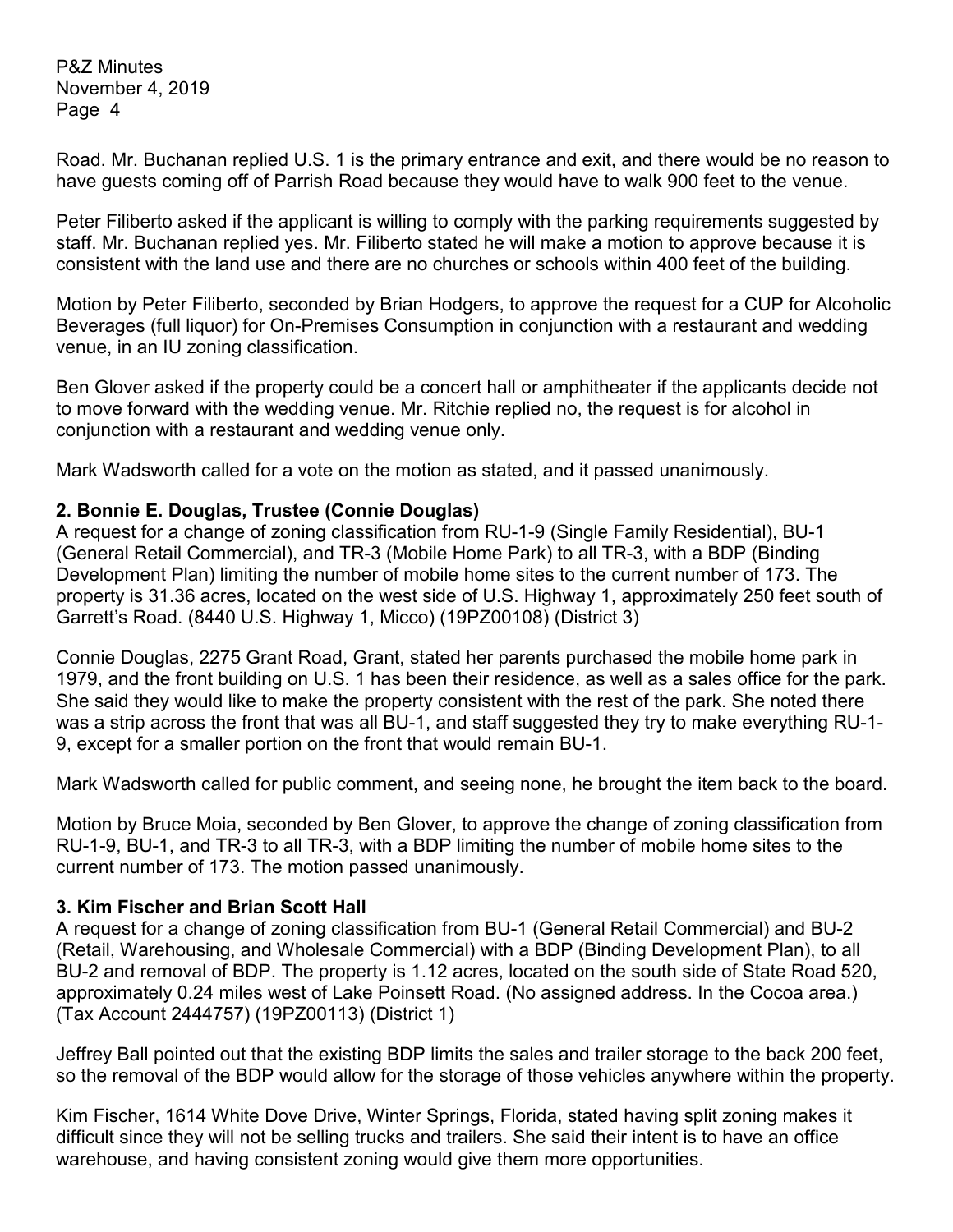Road. Mr. Buchanan replied U.S. 1 is the primary entrance and exit, and there would be no reason to have guests coming off of Parrish Road because they would have to walk 900 feet to the venue.

Peter Filiberto asked if the applicant is willing to comply with the parking requirements suggested by staff. Mr. Buchanan replied yes. Mr. Filiberto stated he will make a motion to approve because it is consistent with the land use and there are no churches or schools within 400 feet of the building.

Motion by Peter Filiberto, seconded by Brian Hodgers, to approve the request for a CUP for Alcoholic Beverages (full liquor) for On-Premises Consumption in conjunction with a restaurant and wedding venue, in an IU zoning classification.

Ben Glover asked if the property could be a concert hall or amphitheater if the applicants decide not to move forward with the wedding venue. Mr. Ritchie replied no, the request is for alcohol in conjunction with a restaurant and wedding venue only.

Mark Wadsworth called for a vote on the motion as stated, and it passed unanimously.

**2. Bonnie E. Douglas, Trustee (Connie Douglas)**
A request for a change of zoning classification from RU-1-9 (Single Family Residential), BU-1 (General Retail Commercial), and TR-3 (Mobile Home Park) to all TR-3, with a BDP (Binding Development Plan) limiting the number of mobile home sites to the current number of 173. The property is 31.36 acres, located on the west side of U.S. Highway 1, approximately 250 feet south of Garrett's Road. (8440 U.S. Highway 1, Micco) (19PZ00108) (District 3)

Connie Douglas, 2275 Grant Road, Grant, stated her parents purchased the mobile home park in 1979, and the front building on U.S. 1 has been their residence, as well as a sales office for the park. She said they would like to make the property consistent with the rest of the park. She noted there was a strip across the front that was all BU-1, and staff suggested they try to make everything RU-1-9, except for a smaller portion on the front that would remain BU-1.

Mark Wadsworth called for public comment, and seeing none, he brought the item back to the board.

Motion by Bruce Moia, seconded by Ben Glover, to approve the change of zoning classification from RU-1-9, BU-1, and TR-3 to all TR-3, with a BDP limiting the number of mobile home sites to the current number of 173. The motion passed unanimously.

**3. Kim Fischer and Brian Scott Hall**
A request for a change of zoning classification from BU-1 (General Retail Commercial) and BU-2 (Retail, Warehousing, and Wholesale Commercial) with a BDP (Binding Development Plan), to all BU-2 and removal of BDP. The property is 1.12 acres, located on the south side of State Road 520, approximately 0.24 miles west of Lake Poinsett Road. (No assigned address. In the Cocoa area.) (Tax Account 2444757) (19PZ00113) (District 1)

Jeffrey Ball pointed out that the existing BDP limits the sales and trailer storage to the back 200 feet, so the removal of the BDP would allow for the storage of those vehicles anywhere within the property.

Kim Fischer, 1614 White Dove Drive, Winter Springs, Florida, stated having split zoning makes it difficult since they will not be selling trucks and trailers. She said their intent is to have an office warehouse, and having consistent zoning would give them more opportunities.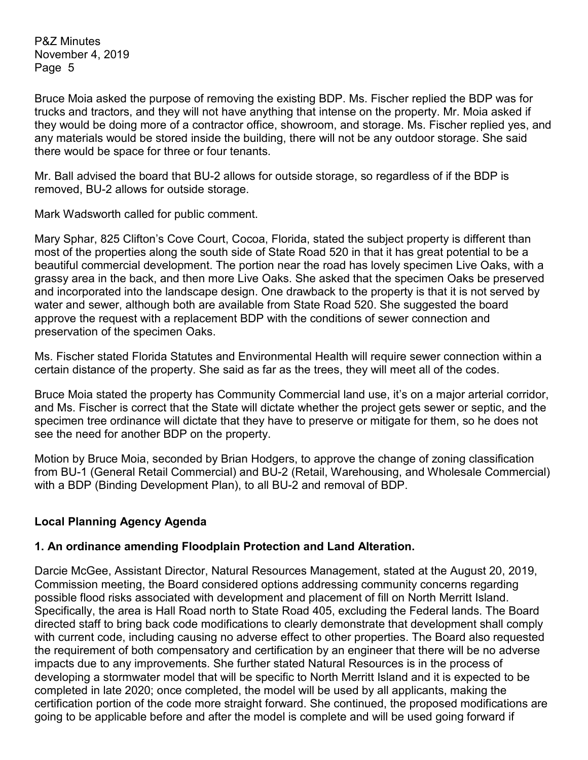Bruce Moia asked the purpose of removing the existing BDP. Ms. Fischer replied the BDP was for trucks and tractors, and they will not have anything that intense on the property. Mr. Moia asked if they would be doing more of a contractor office, showroom, and storage. Ms. Fischer replied yes, and any materials would be stored inside the building, there will not be any outdoor storage. She said there would be space for three or four tenants.

Mr. Ball advised the board that BU-2 allows for outside storage, so regardless of if the BDP is removed, BU-2 allows for outside storage.

Mark Wadsworth called for public comment.

Mary Sphar, 825 Clifton's Cove Court, Cocoa, Florida, stated the subject property is different than most of the properties along the south side of State Road 520 in that it has great potential to be a beautiful commercial development. The portion near the road has lovely specimen Live Oaks, with a grassy area in the back, and then more Live Oaks. She asked that the specimen Oaks be preserved and incorporated into the landscape design. One drawback to the property is that it is not served by water and sewer, although both are available from State Road 520. She suggested the board approve the request with a replacement BDP with the conditions of sewer connection and preservation of the specimen Oaks.

Ms. Fischer stated Florida Statutes and Environmental Health will require sewer connection within a certain distance of the property. She said as far as the trees, they will meet all of the codes.

Bruce Moia stated the property has Community Commercial land use, it's on a major arterial corridor, and Ms. Fischer is correct that the State will dictate whether the project gets sewer or septic, and the specimen tree ordinance will dictate that they have to preserve or mitigate for them, so he does not see the need for another BDP on the property.

Motion by Bruce Moia, seconded by Brian Hodgers, to approve the change of zoning classification from BU-1 (General Retail Commercial) and BU-2 (Retail, Warehousing, and Wholesale Commercial) with a BDP (Binding Development Plan), to all BU-2 and removal of BDP.

## Local Planning Agency Agenda

### 1. An ordinance amending Floodplain Protection and Land Alteration.

Darcie McGee, Assistant Director, Natural Resources Management, stated at the August 20, 2019, Commission meeting, the Board considered options addressing community concerns regarding possible flood risks associated with development and placement of fill on North Merritt Island. Specifically, the area is Hall Road north to State Road 405, excluding the Federal lands. The Board directed staff to bring back code modifications to clearly demonstrate that development shall comply with current code, including causing no adverse effect to other properties. The Board also requested the requirement of both compensatory and certification by an engineer that there will be no adverse impacts due to any improvements. She further stated Natural Resources is in the process of developing a stormwater model that will be specific to North Merritt Island and it is expected to be completed in late 2020; once completed, the model will be used by all applicants, making the certification portion of the code more straight forward. She continued, the proposed modifications are going to be applicable before and after the model is complete and will be used going forward if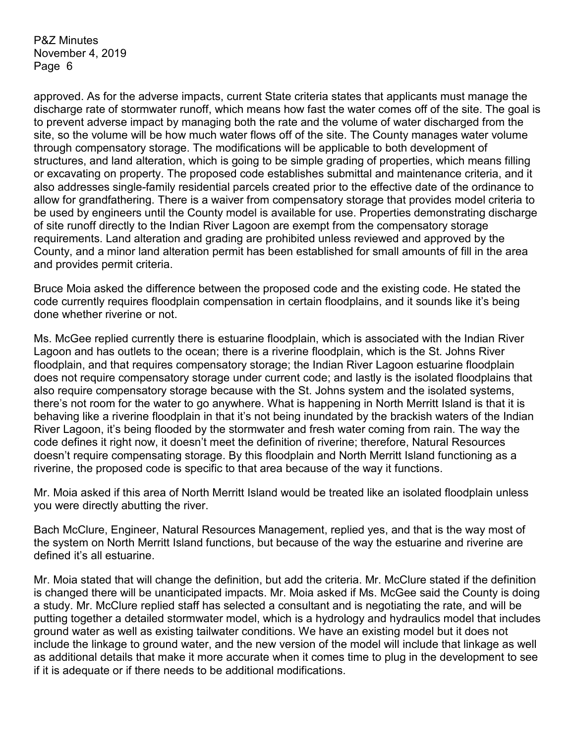approved. As for the adverse impacts, current State criteria states that applicants must manage the discharge rate of stormwater runoff, which means how fast the water comes off of the site. The goal is to prevent adverse impact by managing both the rate and the volume of water discharged from the site, so the volume will be how much water flows off of the site. The County manages water volume through compensatory storage. The modifications will be applicable to both development of structures, and land alteration, which is going to be simple grading of properties, which means filling or excavating on property. The proposed code establishes submittal and maintenance criteria, and it also addresses single-family residential parcels created prior to the effective date of the ordinance to allow for grandfathering. There is a waiver from compensatory storage that provides model criteria to be used by engineers until the County model is available for use. Properties demonstrating discharge of site runoff directly to the Indian River Lagoon are exempt from the compensatory storage requirements. Land alteration and grading are prohibited unless reviewed and approved by the County, and a minor land alteration permit has been established for small amounts of fill in the area and provides permit criteria.

Bruce Moia asked the difference between the proposed code and the existing code. He stated the code currently requires floodplain compensation in certain floodplains, and it sounds like it's being done whether riverine or not.

Ms. McGee replied currently there is estuarine floodplain, which is associated with the Indian River Lagoon and has outlets to the ocean; there is a riverine floodplain, which is the St. Johns River floodplain, and that requires compensatory storage; the Indian River Lagoon estuarine floodplain does not require compensatory storage under current code; and lastly is the isolated floodplains that also require compensatory storage because with the St. Johns system and the isolated systems, there's not room for the water to go anywhere. What is happening in North Merritt Island is that it is behaving like a riverine floodplain in that it's not being inundated by the brackish waters of the Indian River Lagoon, it's being flooded by the stormwater and fresh water coming from rain. The way the code defines it right now, it doesn't meet the definition of riverine; therefore, Natural Resources doesn't require compensating storage. By this floodplain and North Merritt Island functioning as a riverine, the proposed code is specific to that area because of the way it functions.

Mr. Moia asked if this area of North Merritt Island would be treated like an isolated floodplain unless you were directly abutting the river.

Bach McClure, Engineer, Natural Resources Management, replied yes, and that is the way most of the system on North Merritt Island functions, but because of the way the estuarine and riverine are defined it's all estuarine.

Mr. Moia stated that will change the definition, but add the criteria. Mr. McClure stated if the definition is changed there will be unanticipated impacts. Mr. Moia asked if Ms. McGee said the County is doing a study. Mr. McClure replied staff has selected a consultant and is negotiating the rate, and will be putting together a detailed stormwater model, which is a hydrology and hydraulics model that includes ground water as well as existing tailwater conditions. We have an existing model but it does not include the linkage to ground water, and the new version of the model will include that linkage as well as additional details that make it more accurate when it comes time to plug in the development to see if it is adequate or if there needs to be additional modifications.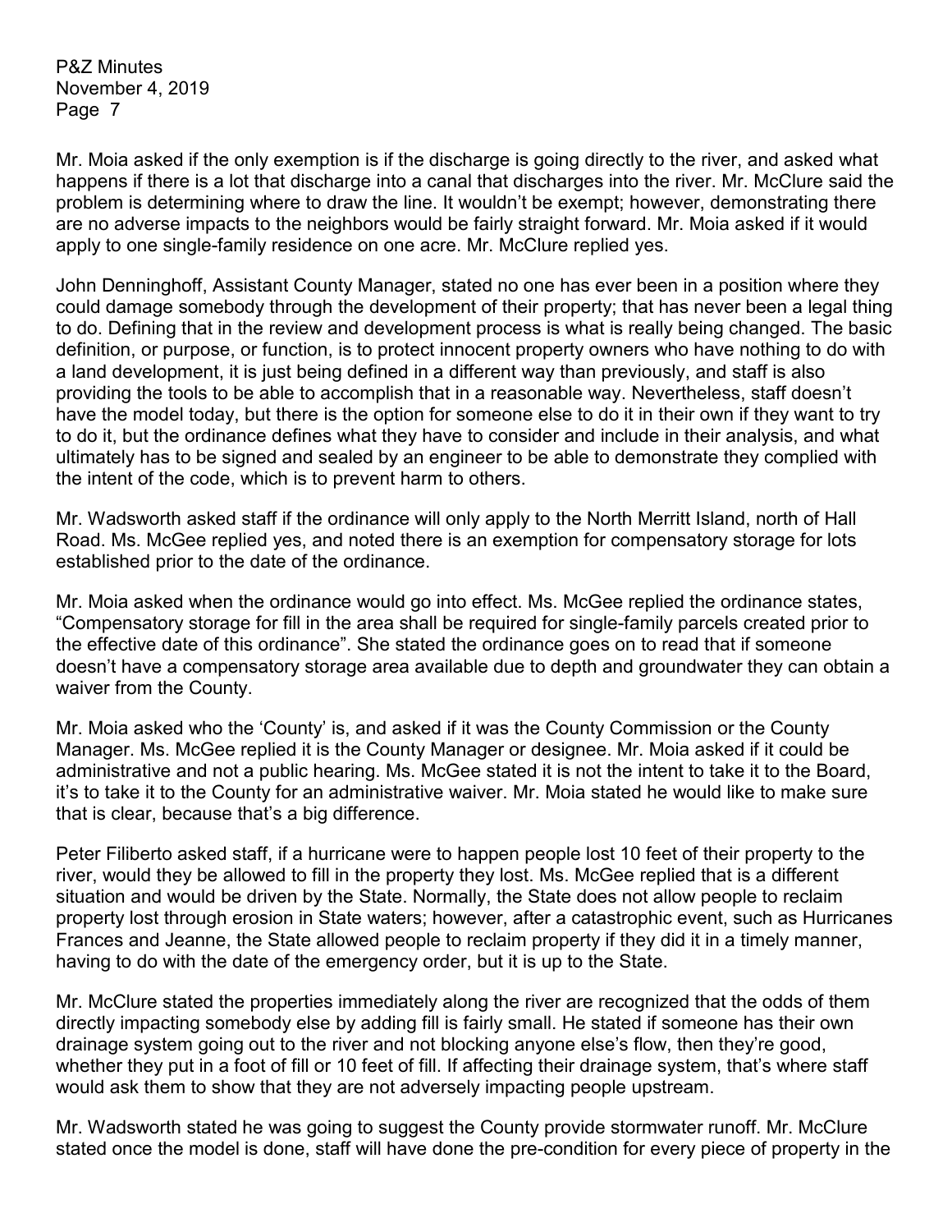Mr. Moia asked if the only exemption is if the discharge is going directly to the river, and asked what happens if there is a lot that discharge into a canal that discharges into the river. Mr. McClure said the problem is determining where to draw the line. It wouldn't be exempt; however, demonstrating there are no adverse impacts to the neighbors would be fairly straight forward. Mr. Moia asked if it would apply to one single-family residence on one acre. Mr. McClure replied yes.

John Denninghoff, Assistant County Manager, stated no one has ever been in a position where they could damage somebody through the development of their property; that has never been a legal thing to do. Defining that in the review and development process is what is really being changed. The basic definition, or purpose, or function, is to protect innocent property owners who have nothing to do with a land development, it is just being defined in a different way than previously, and staff is also providing the tools to be able to accomplish that in a reasonable way. Nevertheless, staff doesn't have the model today, but there is the option for someone else to do it in their own if they want to try to do it, but the ordinance defines what they have to consider and include in their analysis, and what ultimately has to be signed and sealed by an engineer to be able to demonstrate they complied with the intent of the code, which is to prevent harm to others.

Mr. Wadsworth asked staff if the ordinance will only apply to the North Merritt Island, north of Hall Road. Ms. McGee replied yes, and noted there is an exemption for compensatory storage for lots established prior to the date of the ordinance.

Mr. Moia asked when the ordinance would go into effect. Ms. McGee replied the ordinance states, "Compensatory storage for fill in the area shall be required for single-family parcels created prior to the effective date of this ordinance". She stated the ordinance goes on to read that if someone doesn't have a compensatory storage area available due to depth and groundwater they can obtain a waiver from the County.

Mr. Moia asked who the 'County' is, and asked if it was the County Commission or the County Manager. Ms. McGee replied it is the County Manager or designee. Mr. Moia asked if it could be administrative and not a public hearing. Ms. McGee stated it is not the intent to take it to the Board, it's to take it to the County for an administrative waiver. Mr. Moia stated he would like to make sure that is clear, because that's a big difference.

Peter Filiberto asked staff, if a hurricane were to happen people lost 10 feet of their property to the river, would they be allowed to fill in the property they lost. Ms. McGee replied that is a different situation and would be driven by the State. Normally, the State does not allow people to reclaim property lost through erosion in State waters; however, after a catastrophic event, such as Hurricanes Frances and Jeanne, the State allowed people to reclaim property if they did it in a timely manner, having to do with the date of the emergency order, but it is up to the State.

Mr. McClure stated the properties immediately along the river are recognized that the odds of them directly impacting somebody else by adding fill is fairly small. He stated if someone has their own drainage system going out to the river and not blocking anyone else's flow, then they're good, whether they put in a foot of fill or 10 feet of fill. If affecting their drainage system, that's where staff would ask them to show that they are not adversely impacting people upstream.

Mr. Wadsworth stated he was going to suggest the County provide stormwater runoff. Mr. McClure stated once the model is done, staff will have done the pre-condition for every piece of property in the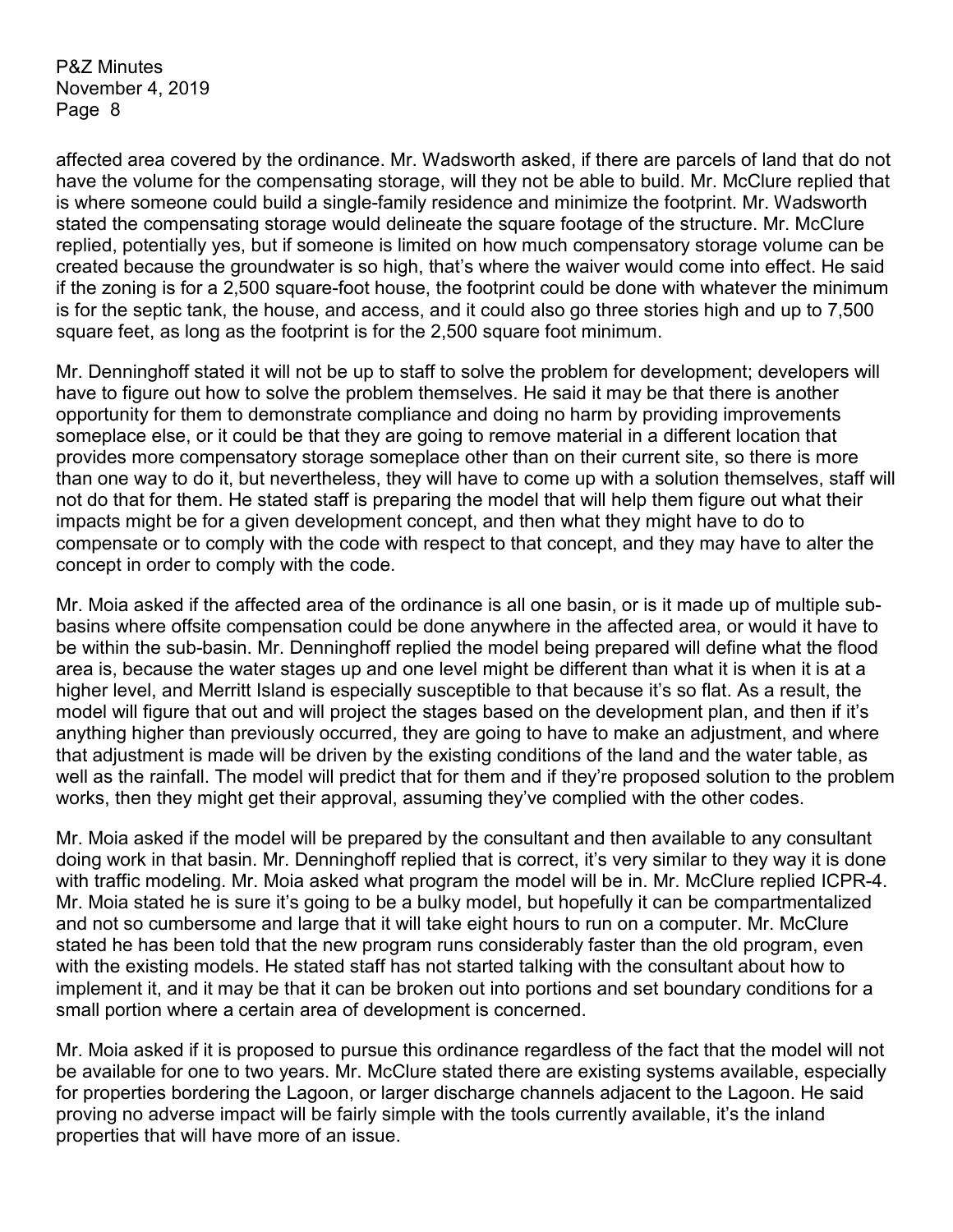affected area covered by the ordinance. Mr. Wadsworth asked, if there are parcels of land that do not have the volume for the compensating storage, will they not be able to build. Mr. McClure replied that is where someone could build a single-family residence and minimize the footprint. Mr. Wadsworth stated the compensating storage would delineate the square footage of the structure. Mr. McClure replied, potentially yes, but if someone is limited on how much compensatory storage volume can be created because the groundwater is so high, that's where the waiver would come into effect. He said if the zoning is for a 2,500 square-foot house, the footprint could be done with whatever the minimum is for the septic tank, the house, and access, and it could also go three stories high and up to 7,500 square feet, as long as the footprint is for the 2,500 square foot minimum.

Mr. Denninghoff stated it will not be up to staff to solve the problem for development; developers will have to figure out how to solve the problem themselves. He said it may be that there is another opportunity for them to demonstrate compliance and doing no harm by providing improvements someplace else, or it could be that they are going to remove material in a different location that provides more compensatory storage someplace other than on their current site, so there is more than one way to do it, but nevertheless, they will have to come up with a solution themselves, staff will not do that for them. He stated staff is preparing the model that will help them figure out what their impacts might be for a given development concept, and then what they might have to do to compensate or to comply with the code with respect to that concept, and they may have to alter the concept in order to comply with the code.

Mr. Moia asked if the affected area of the ordinance is all one basin, or is it made up of multiple sub-basins where offsite compensation could be done anywhere in the affected area, or would it have to be within the sub-basin. Mr. Denninghoff replied the model being prepared will define what the flood area is, because the water stages up and one level might be different than what it is when it is at a higher level, and Merritt Island is especially susceptible to that because it's so flat. As a result, the model will figure that out and will project the stages based on the development plan, and then if it's anything higher than previously occurred, they are going to have to make an adjustment, and where that adjustment is made will be driven by the existing conditions of the land and the water table, as well as the rainfall. The model will predict that for them and if they're proposed solution to the problem works, then they might get their approval, assuming they've complied with the other codes.

Mr. Moia asked if the model will be prepared by the consultant and then available to any consultant doing work in that basin. Mr. Denninghoff replied that is correct, it's very similar to they way it is done with traffic modeling. Mr. Moia asked what program the model will be in. Mr. McClure replied ICPR-4. Mr. Moia stated he is sure it's going to be a bulky model, but hopefully it can be compartmentalized and not so cumbersome and large that it will take eight hours to run on a computer. Mr. McClure stated he has been told that the new program runs considerably faster than the old program, even with the existing models. He stated staff has not started talking with the consultant about how to implement it, and it may be that it can be broken out into portions and set boundary conditions for a small portion where a certain area of development is concerned.

Mr. Moia asked if it is proposed to pursue this ordinance regardless of the fact that the model will not be available for one to two years. Mr. McClure stated there are existing systems available, especially for properties bordering the Lagoon, or larger discharge channels adjacent to the Lagoon. He said proving no adverse impact will be fairly simple with the tools currently available, it's the inland properties that will have more of an issue.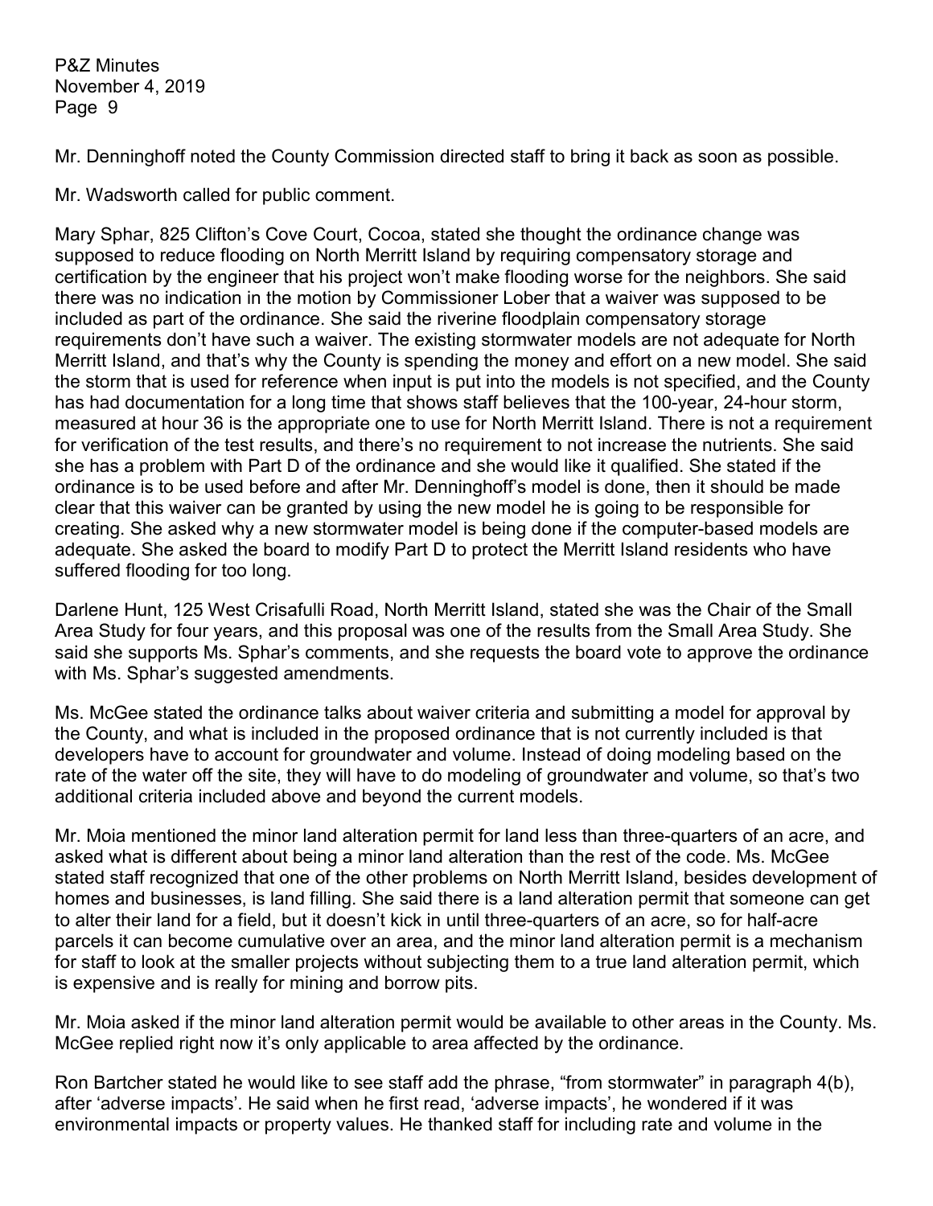Mr. Denninghoff noted the County Commission directed staff to bring it back as soon as possible.

Mr. Wadsworth called for public comment.

Mary Sphar, 825 Clifton's Cove Court, Cocoa, stated she thought the ordinance change was supposed to reduce flooding on North Merritt Island by requiring compensatory storage and certification by the engineer that his project won't make flooding worse for the neighbors. She said there was no indication in the motion by Commissioner Lober that a waiver was supposed to be included as part of the ordinance. She said the riverine floodplain compensatory storage requirements don't have such a waiver. The existing stormwater models are not adequate for North Merritt Island, and that's why the County is spending the money and effort on a new model. She said the storm that is used for reference when input is put into the models is not specified, and the County has had documentation for a long time that shows staff believes that the 100-year, 24-hour storm, measured at hour 36 is the appropriate one to use for North Merritt Island. There is not a requirement for verification of the test results, and there's no requirement to not increase the nutrients. She said she has a problem with Part D of the ordinance and she would like it qualified. She stated if the ordinance is to be used before and after Mr. Denninghoff's model is done, then it should be made clear that this waiver can be granted by using the new model he is going to be responsible for creating. She asked why a new stormwater model is being done if the computer-based models are adequate. She asked the board to modify Part D to protect the Merritt Island residents who have suffered flooding for too long.

Darlene Hunt, 125 West Crisafulli Road, North Merritt Island, stated she was the Chair of the Small Area Study for four years, and this proposal was one of the results from the Small Area Study. She said she supports Ms. Sphar's comments, and she requests the board vote to approve the ordinance with Ms. Sphar's suggested amendments.

Ms. McGee stated the ordinance talks about waiver criteria and submitting a model for approval by the County, and what is included in the proposed ordinance that is not currently included is that developers have to account for groundwater and volume. Instead of doing modeling based on the rate of the water off the site, they will have to do modeling of groundwater and volume, so that's two additional criteria included above and beyond the current models.

Mr. Moia mentioned the minor land alteration permit for land less than three-quarters of an acre, and asked what is different about being a minor land alteration than the rest of the code. Ms. McGee stated staff recognized that one of the other problems on North Merritt Island, besides development of homes and businesses, is land filling. She said there is a land alteration permit that someone can get to alter their land for a field, but it doesn't kick in until three-quarters of an acre, so for half-acre parcels it can become cumulative over an area, and the minor land alteration permit is a mechanism for staff to look at the smaller projects without subjecting them to a true land alteration permit, which is expensive and is really for mining and borrow pits.

Mr. Moia asked if the minor land alteration permit would be available to other areas in the County. Ms. McGee replied right now it's only applicable to area affected by the ordinance.

Ron Bartcher stated he would like to see staff add the phrase, "from stormwater" in paragraph 4(b), after 'adverse impacts'. He said when he first read, 'adverse impacts', he wondered if it was environmental impacts or property values. He thanked staff for including rate and volume in the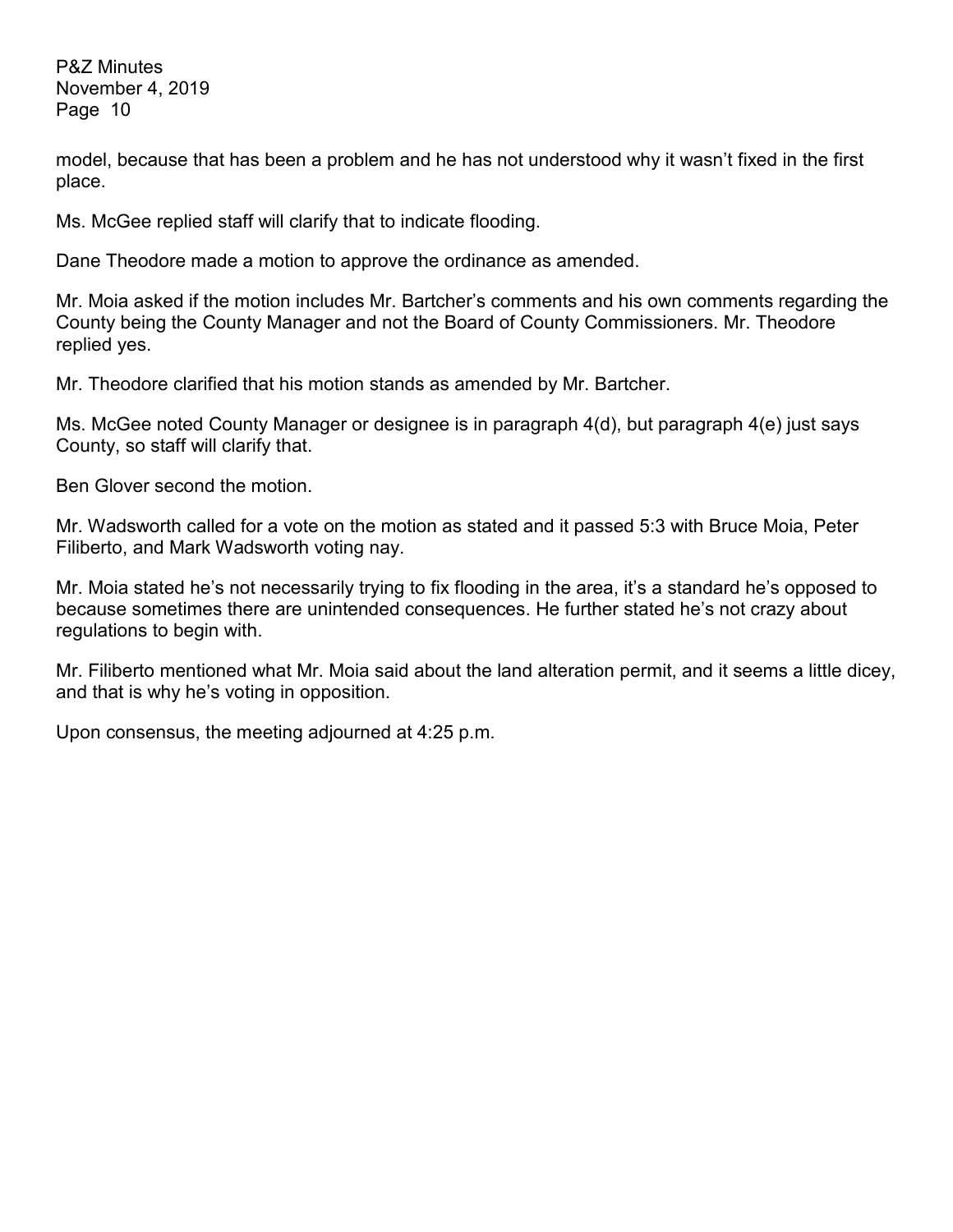model, because that has been a problem and he has not understood why it wasn't fixed in the first place.

Ms. McGee replied staff will clarify that to indicate flooding.

Dane Theodore made a motion to approve the ordinance as amended.

Mr. Moia asked if the motion includes Mr. Bartcher's comments and his own comments regarding the County being the County Manager and not the Board of County Commissioners. Mr. Theodore replied yes.

Mr. Theodore clarified that his motion stands as amended by Mr. Bartcher.

Ms. McGee noted County Manager or designee is in paragraph 4(d), but paragraph 4(e) just says County, so staff will clarify that.

Ben Glover second the motion.

Mr. Wadsworth called for a vote on the motion as stated and it passed 5:3 with Bruce Moia, Peter Filiberto, and Mark Wadsworth voting nay.

Mr. Moia stated he's not necessarily trying to fix flooding in the area, it's a standard he's opposed to because sometimes there are unintended consequences. He further stated he's not crazy about regulations to begin with.

Mr. Filiberto mentioned what Mr. Moia said about the land alteration permit, and it seems a little dicey, and that is why he's voting in opposition.

Upon consensus, the meeting adjourned at 4:25 p.m.